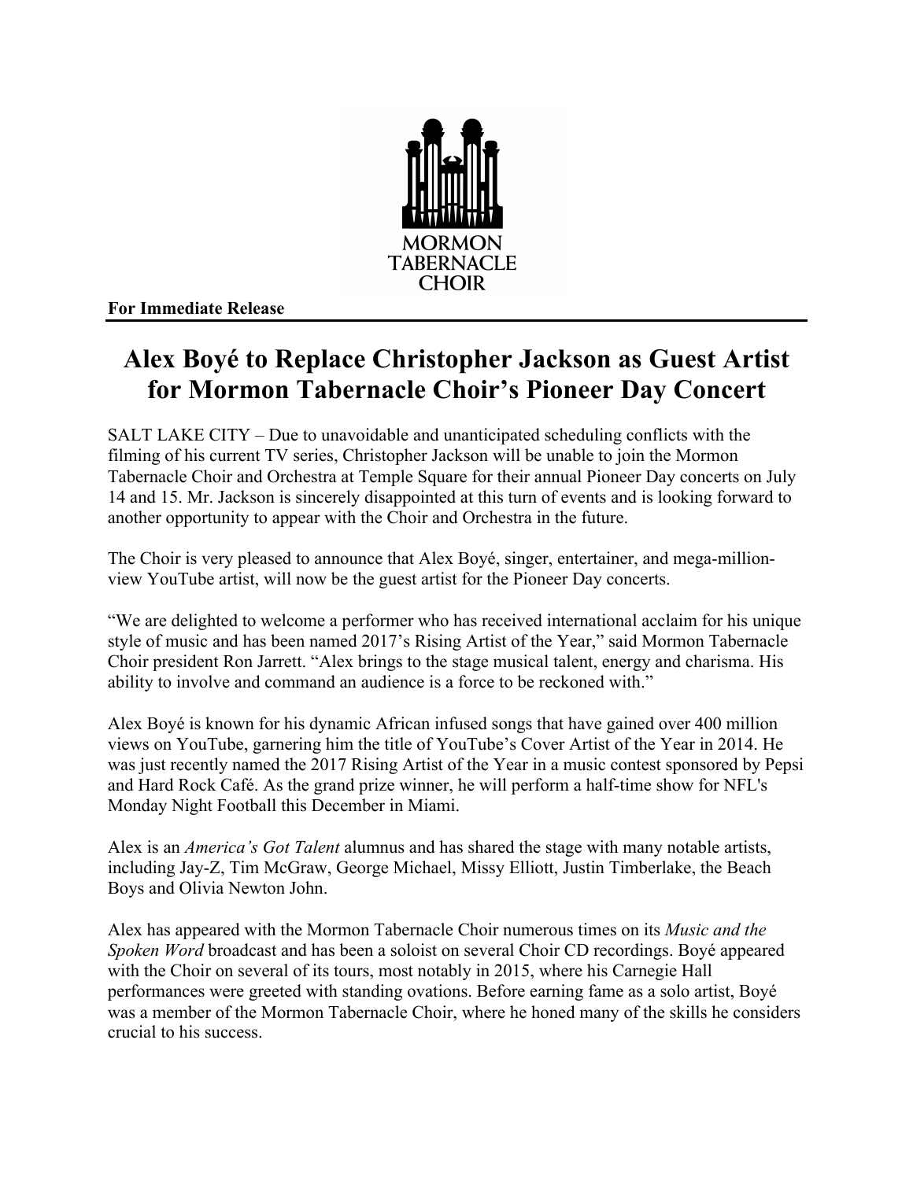MORMON TABERNACLE CHOIR

**For Immediate Release**

# Alex Boyé to Replace Christopher Jackson as Guest Artist for Mormon Tabernacle Choir's Pioneer Day Concert

SALT LAKE CITY – Due to unavoidable and unanticipated scheduling conflicts with the filming of his current TV series, Christopher Jackson will be unable to join the Mormon Tabernacle Choir and Orchestra at Temple Square for their annual Pioneer Day concerts on July 14 and 15. Mr. Jackson is sincerely disappointed at this turn of events and is looking forward to another opportunity to appear with the Choir and Orchestra in the future.

The Choir is very pleased to announce that Alex Boyé, singer, entertainer, and mega-million-view YouTube artist, will now be the guest artist for the Pioneer Day concerts.

"We are delighted to welcome a performer who has received international acclaim for his unique style of music and has been named 2017's Rising Artist of the Year," said Mormon Tabernacle Choir president Ron Jarrett. "Alex brings to the stage musical talent, energy and charisma. His ability to involve and command an audience is a force to be reckoned with."

Alex Boyé is known for his dynamic African infused songs that have gained over 400 million views on YouTube, garnering him the title of YouTube's Cover Artist of the Year in 2014. He was just recently named the 2017 Rising Artist of the Year in a music contest sponsored by Pepsi and Hard Rock Café. As the grand prize winner, he will perform a half-time show for NFL's Monday Night Football this December in Miami.

Alex is an *America's Got Talent* alumnus and has shared the stage with many notable artists, including Jay-Z, Tim McGraw, George Michael, Missy Elliott, Justin Timberlake, the Beach Boys and Olivia Newton John.

Alex has appeared with the Mormon Tabernacle Choir numerous times on its *Music and the Spoken Word* broadcast and has been a soloist on several Choir CD recordings. Boyé appeared with the Choir on several of its tours, most notably in 2015, where his Carnegie Hall performances were greeted with standing ovations. Before earning fame as a solo artist, Boyé was a member of the Mormon Tabernacle Choir, where he honed many of the skills he considers crucial to his success.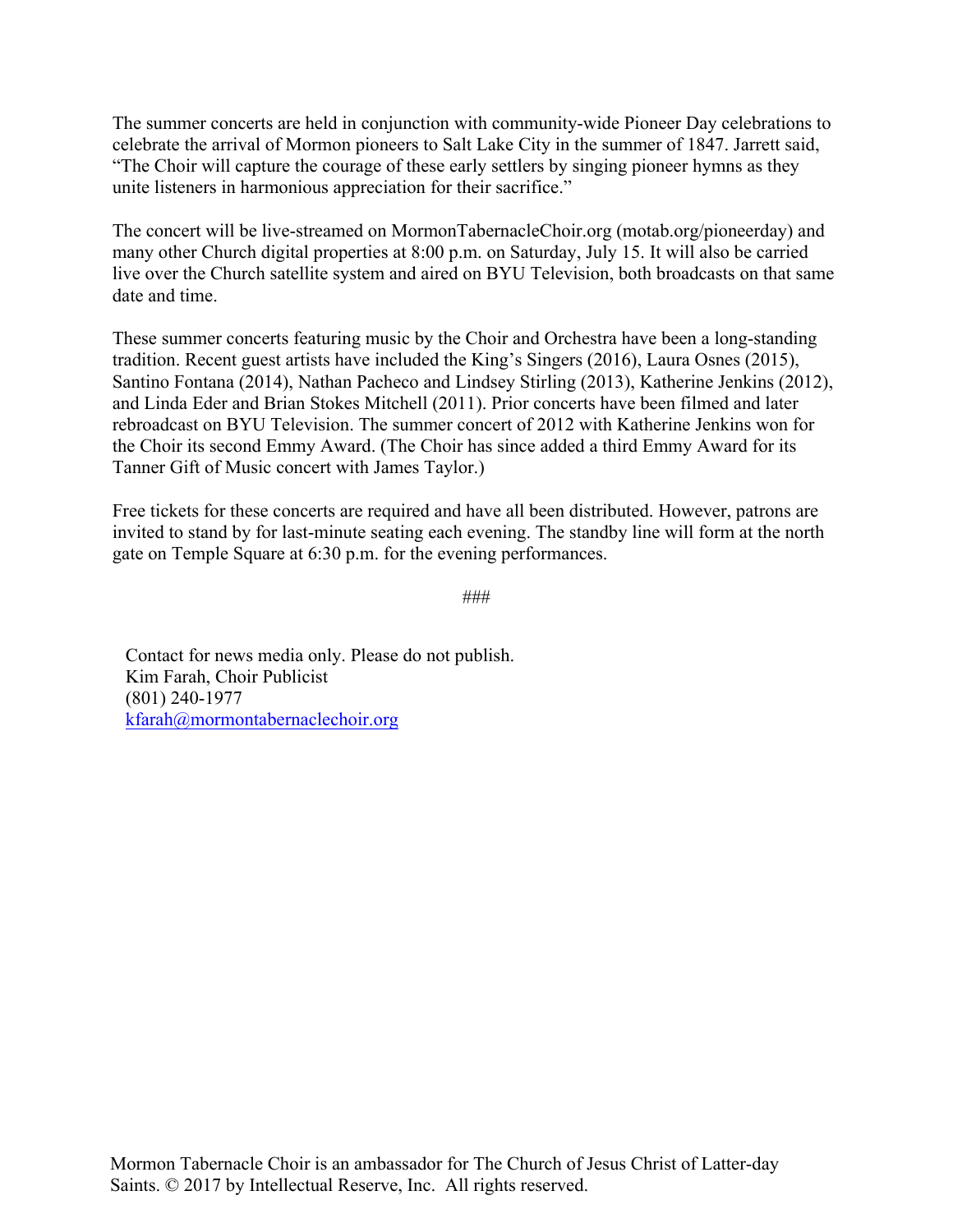The summer concerts are held in conjunction with community-wide Pioneer Day celebrations to celebrate the arrival of Mormon pioneers to Salt Lake City in the summer of 1847. Jarrett said, "The Choir will capture the courage of these early settlers by singing pioneer hymns as they unite listeners in harmonious appreciation for their sacrifice."

The concert will be live-streamed on MormonTabernacleChoir.org (motab.org/pioneerday) and many other Church digital properties at 8:00 p.m. on Saturday, July 15. It will also be carried live over the Church satellite system and aired on BYU Television, both broadcasts on that same date and time.

These summer concerts featuring music by the Choir and Orchestra have been a long-standing tradition. Recent guest artists have included the King's Singers (2016), Laura Osnes (2015), Santino Fontana (2014), Nathan Pacheco and Lindsey Stirling (2013), Katherine Jenkins (2012), and Linda Eder and Brian Stokes Mitchell (2011). Prior concerts have been filmed and later rebroadcast on BYU Television. The summer concert of 2012 with Katherine Jenkins won for the Choir its second Emmy Award. (The Choir has since added a third Emmy Award for its Tanner Gift of Music concert with James Taylor.)

Free tickets for these concerts are required and have all been distributed. However, patrons are invited to stand by for last-minute seating each evening. The standby line will form at the north gate on Temple Square at 6:30 p.m. for the evening performances.

###

Contact for news media only. Please do not publish.
Kim Farah, Choir Publicist
(801) 240-1977
kfarah@mormontabernaclechoir.org

Mormon Tabernacle Choir is an ambassador for The Church of Jesus Christ of Latter-day Saints. © 2017 by Intellectual Reserve, Inc. All rights reserved.